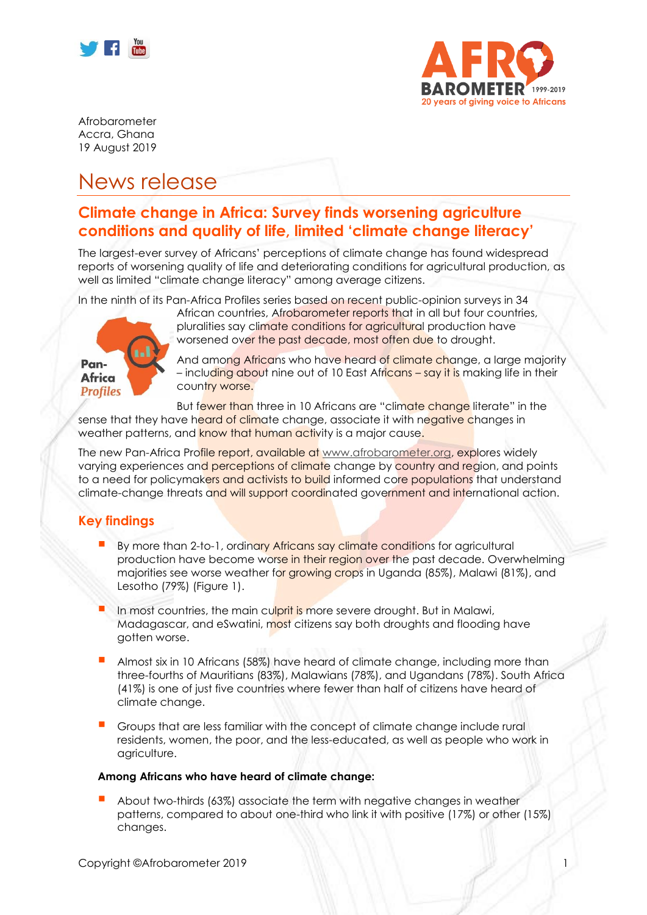Afrobarometer
Accra, Ghana
19 August 2019

# News release

## Climate change in Africa: Survey finds worsening agriculture conditions and quality of life, limited 'climate change literacy'

The largest-ever survey of Africans' perceptions of climate change has found widespread reports of worsening quality of life and deteriorating conditions for agricultural production, as well as limited "climate change literacy" among average citizens.

In the ninth of its Pan-Africa Profiles series based on recent public-opinion surveys in 34 African countries, Afrobarometer reports that in all but four countries, pluralities say climate conditions for agricultural production have worsened over the past decade, most often due to drought.

And among Africans who have heard of climate change, a large majority – including about nine out of 10 East Africans – say it is making life in their country worse.

But fewer than three in 10 Africans are "climate change literate" in the sense that they have heard of climate change, associate it with negative changes in weather patterns, and know that human activity is a major cause.

The new Pan-Africa Profile report, available at www.afrobarometer.org, explores widely varying experiences and perceptions of climate change by country and region, and points to a need for policymakers and activists to build informed core populations that understand climate-change threats and will support coordinated government and international action.

## Key findings

- By more than 2-to-1, ordinary Africans say climate conditions for agricultural production have become worse in their region over the past decade. Overwhelming majorities see worse weather for growing crops in Uganda (85%), Malawi (81%), and Lesotho (79%) (Figure 1).
- In most countries, the main culprit is more severe drought. But in Malawi, Madagascar, and eSwatini, most citizens say both droughts and flooding have gotten worse.
- Almost six in 10 Africans (58%) have heard of climate change, including more than three-fourths of Mauritians (83%), Malawians (78%), and Ugandans (78%). South Africa (41%) is one of just five countries where fewer than half of citizens have heard of climate change.
- Groups that are less familiar with the concept of climate change include rural residents, women, the poor, and the less-educated, as well as people who work in agriculture.

**Among Africans who have heard of climate change:**

- About two-thirds (63%) associate the term with negative changes in weather patterns, compared to about one-third who link it with positive (17%) or other (15%) changes.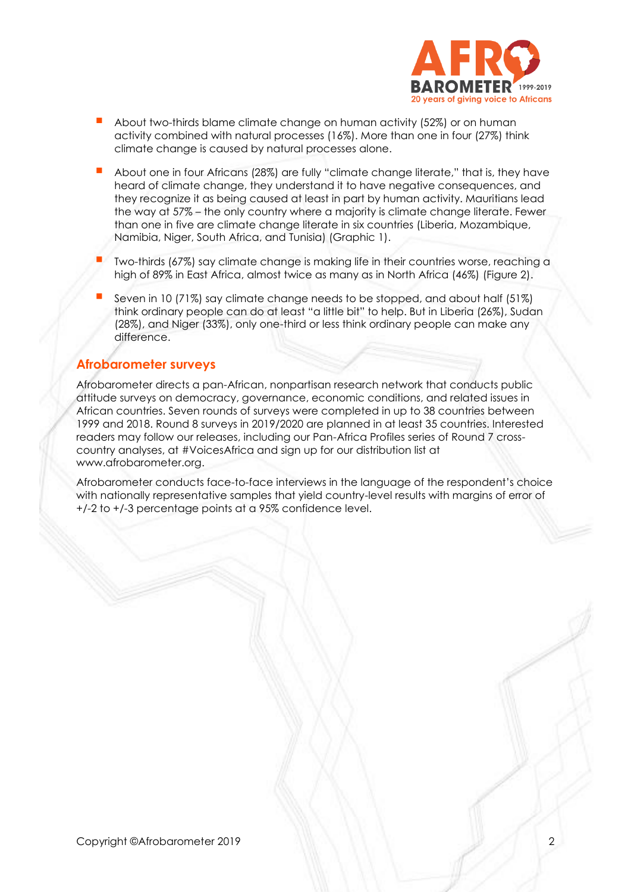- About two-thirds blame climate change on human activity (52%) or on human activity combined with natural processes (16%). More than one in four (27%) think climate change is caused by natural processes alone.
- About one in four Africans (28%) are fully "climate change literate," that is, they have heard of climate change, they understand it to have negative consequences, and they recognize it as being caused at least in part by human activity. Mauritians lead the way at 57% – the only country where a majority is climate change literate. Fewer than one in five are climate change literate in six countries (Liberia, Mozambique, Namibia, Niger, South Africa, and Tunisia) (Graphic 1).
- Two-thirds (67%) say climate change is making life in their countries worse, reaching a high of 89% in East Africa, almost twice as many as in North Africa (46%) (Figure 2).
- Seven in 10 (71%) say climate change needs to be stopped, and about half (51%) think ordinary people can do at least "a little bit" to help. But in Liberia (26%), Sudan (28%), and Niger (33%), only one-third or less think ordinary people can make any difference.

## Afrobarometer surveys

Afrobarometer directs a pan-African, nonpartisan research network that conducts public attitude surveys on democracy, governance, economic conditions, and related issues in African countries. Seven rounds of surveys were completed in up to 38 countries between 1999 and 2018. Round 8 surveys in 2019/2020 are planned in at least 35 countries. Interested readers may follow our releases, including our Pan-Africa Profiles series of Round 7 cross-country analyses, at #VoicesAfrica and sign up for our distribution list at www.afrobarometer.org.

Afrobarometer conducts face-to-face interviews in the language of the respondent's choice with nationally representative samples that yield country-level results with margins of error of +/-2 to +/-3 percentage points at a 95% confidence level.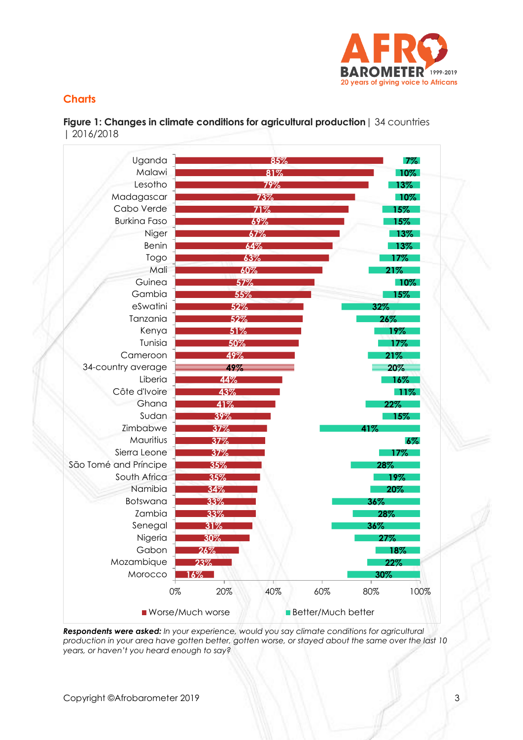## Charts

**Figure 1: Changes in climate conditions for agricultural production** | 34 countries | 2016/2018

| Country | Worse/Much worse | Better/Much better |
|---|---|---|
| Uganda | 85% | 7% |
| Malawi | 81% | 10% |
| Lesotho | 79% | 13% |
| Madagascar | 73% | 10% |
| Cabo Verde | 71% | 15% |
| Burkina Faso | 69% | 15% |
| Niger | 67% | 13% |
| Benin | 64% | 13% |
| Togo | 63% | 17% |
| Mali | 60% | 21% |
| Guinea | 57% | 10% |
| Gambia | 55% | 15% |
| eSwatini | 52% | 32% |
| Tanzania | 52% | 26% |
| Kenya | 51% | 19% |
| Tunisia | 50% | 17% |
| Cameroon | 49% | 21% |
| 34-country average | 49% | 20% |
| Liberia | 44% | 16% |
| Côte d'Ivoire | 43% | 11% |
| Ghana | 41% | 22% |
| Sudan | 39% | 15% |
| Zimbabwe | 37% | 41% |
| Mauritius | 37% | 6% |
| Sierra Leone | 37% | 17% |
| São Tomé and Príncipe | 35% | 28% |
| South Africa | 35% | 19% |
| Namibia | 34% | 20% |
| Botswana | 33% | 36% |
| Zambia | 33% | 28% |
| Senegal | 31% | 36% |
| Nigeria | 30% | 27% |
| Gabon | 26% | 18% |
| Mozambique | 23% | 22% |
| Morocco | 16% | 30% |

***Respondents were asked:*** *In your experience, would you say climate conditions for agricultural production in your area have gotten better, gotten worse, or stayed about the same over the last 10 years, or haven't you heard enough to say?*

Copyright ©Afrobarometer 2019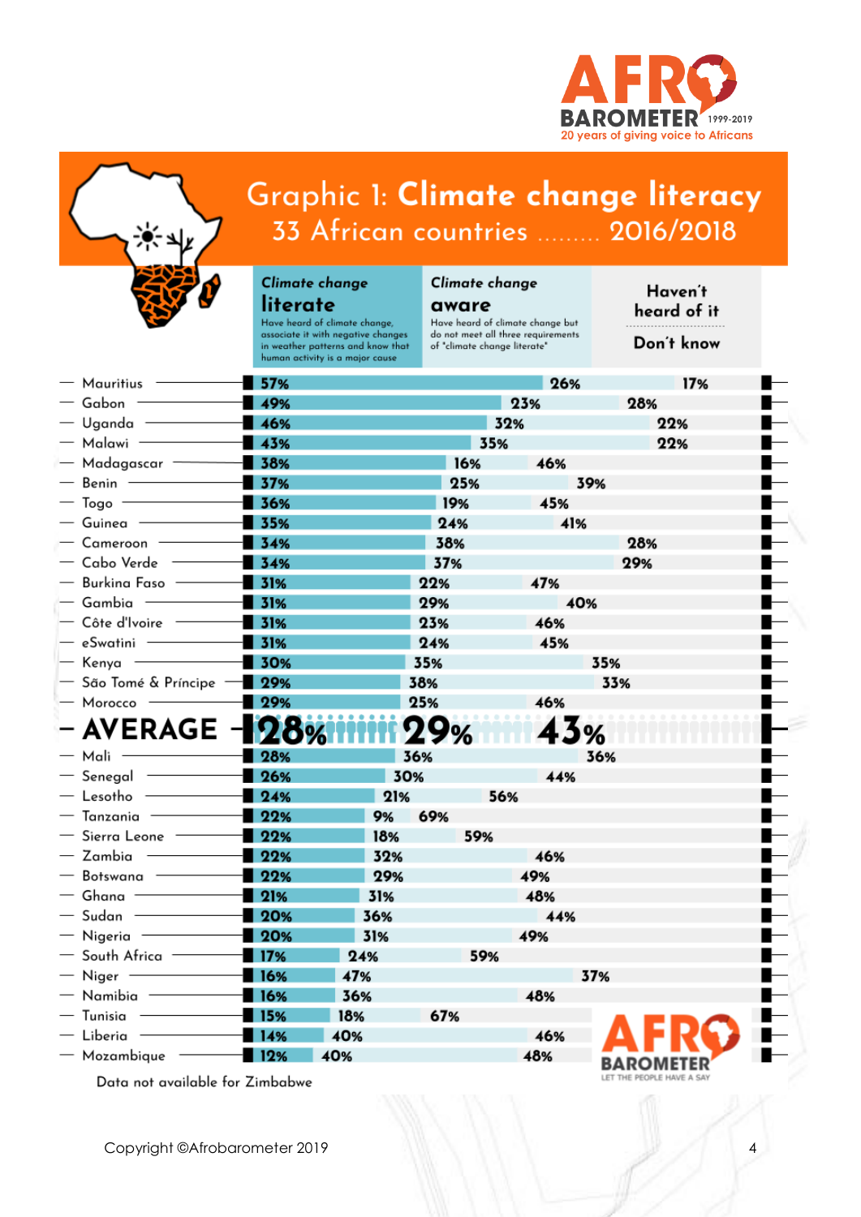# Graphic 1: Climate change literacy

## 33 African countries ......... 2016/2018

| Country | Climate change literate (Have heard of climate change, associate it with negative changes in weather patterns and know that human activity is a major cause) | Climate change aware (Have heard of climate change but do not meet all three requirements of "climate change literate") | Haven't heard of it / Don't know |
|---|---|---|---|
| Mauritius | 57% | 26% | 17% |
| Gabon | 49% | 23% | 28% |
| Uganda | 46% | 32% | 22% |
| Malawi | 43% | 35% | 22% |
| Madagascar | 38% | 16% | 46% |
| Benin | 37% | 25% | 39% |
| Togo | 36% | 19% | 45% |
| Guinea | 35% | 24% | 41% |
| Cameroon | 34% | 38% | 28% |
| Cabo Verde | 34% | 37% | 29% |
| Burkina Faso | 31% | 22% | 47% |
| Gambia | 31% | 29% | 40% |
| Côte d'Ivoire | 31% | 23% | 46% |
| eSwatini | 31% | 24% | 45% |
| Kenya | 30% | 35% | 35% |
| São Tomé & Príncipe | 29% | 38% | 33% |
| Morocco | 29% | 25% | 46% |
| **AVERAGE** | **28%** | **29%** | **43%** |
| Mali | 28% | 36% | 36% |
| Senegal | 26% | 30% | 44% |
| Lesotho | 24% | 21% | 56% |
| Tanzania | 22% | 9% | 69% |
| Sierra Leone | 22% | 18% | 59% |
| Zambia | 22% | 32% | 46% |
| Botswana | 22% | 29% | 49% |
| Ghana | 21% | 31% | 48% |
| Sudan | 20% | 36% | 44% |
| Nigeria | 20% | 31% | 49% |
| South Africa | 17% | 24% | 59% |
| Niger | 16% | 47% | 37% |
| Namibia | 16% | 36% | 48% |
| Tunisia | 15% | 18% | 67% |
| Liberia | 14% | 40% | 46% |
| Mozambique | 12% | 40% | 48% |

Data not available for Zimbabwe

Copyright ©Afrobarometer 2019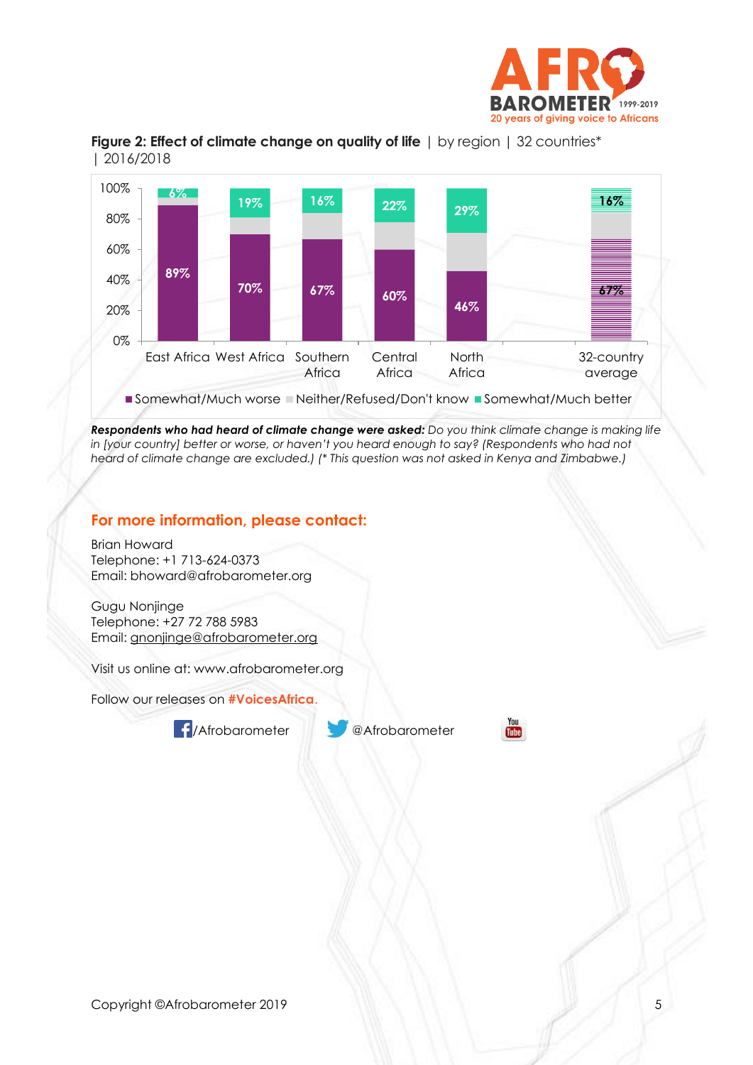**Figure 2: Effect of climate change on quality of life** | by region | 32 countries* | 2016/2018

100%
80%
60%
40%
20%
0%

East Africa: 89%, 6%
West Africa: 70%, 19%
Southern Africa: 67%, 16%
Central Africa: 60%, 22%
North Africa: 46%, 29%
32-country average: 67%, 16%

■ Somewhat/Much worse ■ Neither/Refused/Don't know ■ Somewhat/Much better

***Respondents who had heard of climate change were asked:*** *Do you think climate change is making life in [your country] better or worse, or haven't you heard enough to say? (Respondents who had not heard of climate change are excluded.) (* This question was not asked in Kenya and Zimbabwe.)*

## For more information, please contact:

Brian Howard
Telephone: +1 713-624-0373
Email: bhoward@afrobarometer.org

Gugu Nonjinge
Telephone: +27 72 788 5983
Email: gnonjinge@afrobarometer.org

Visit us online at: www.afrobarometer.org

Follow our releases on **#VoicesAfrica**.

/Afrobarometer @Afrobarometer

Copyright ©Afrobarometer 2019